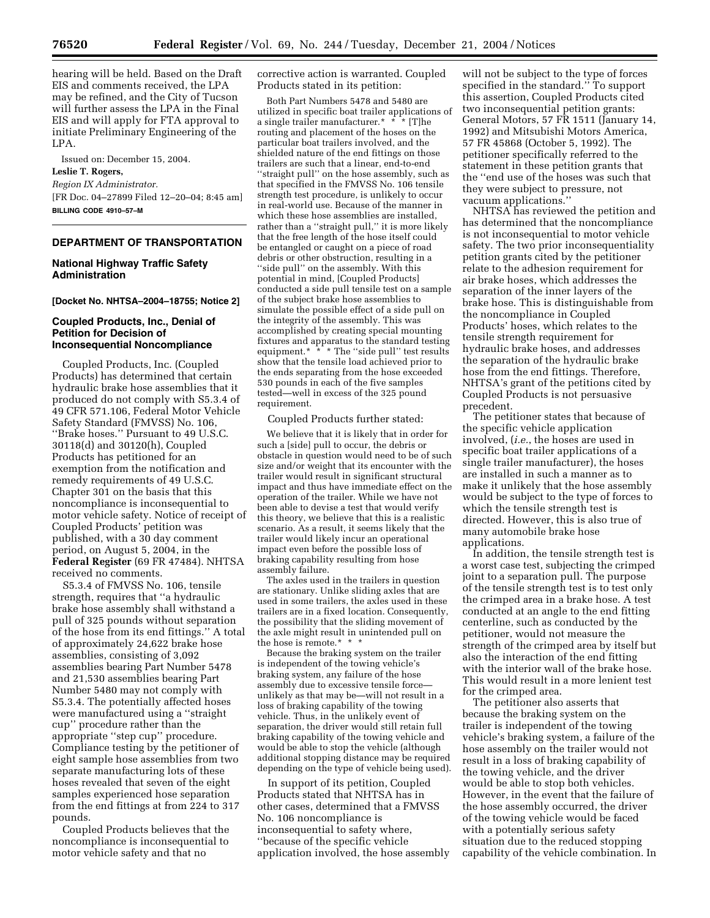hearing will be held. Based on the Draft EIS and comments received, the LPA may be refined, and the City of Tucson will further assess the LPA in the Final EIS and will apply for FTA approval to initiate Preliminary Engineering of the LPA.

Issued on: December 15, 2004.

**Leslie T. Rogers,**

*Region IX Administrator.*

[FR Doc. 04–27899 Filed 12–20–04; 8:45 am]

**BILLING CODE 4910–57–M**

## DEPARTMENT OF TRANSPORTATION

### National Highway Traffic Safety Administration

**[Docket No. NHTSA–2004–18755; Notice 2]**

### Coupled Products, Inc., Denial of Petition for Decision of Inconsequential Noncompliance

Coupled Products, Inc. (Coupled Products) has determined that certain hydraulic brake hose assemblies that it produced do not comply with S5.3.4 of 49 CFR 571.106, Federal Motor Vehicle Safety Standard (FMVSS) No. 106, ''Brake hoses.'' Pursuant to 49 U.S.C. 30118(d) and 30120(h), Coupled Products has petitioned for an exemption from the notification and remedy requirements of 49 U.S.C. Chapter 301 on the basis that this noncompliance is inconsequential to motor vehicle safety. Notice of receipt of Coupled Products' petition was published, with a 30 day comment period, on August 5, 2004, in the **Federal Register** (69 FR 47484). NHTSA received no comments.

S5.3.4 of FMVSS No. 106, tensile strength, requires that ''a hydraulic brake hose assembly shall withstand a pull of 325 pounds without separation of the hose from its end fittings.'' A total of approximately 24,622 brake hose assemblies, consisting of 3,092 assemblies bearing Part Number 5478 and 21,530 assemblies bearing Part Number 5480 may not comply with S5.3.4. The potentially affected hoses were manufactured using a ''straight cup'' procedure rather than the appropriate ''step cup'' procedure. Compliance testing by the petitioner of eight sample hose assemblies from two separate manufacturing lots of these hoses revealed that seven of the eight samples experienced hose separation from the end fittings at from 224 to 317 pounds.

Coupled Products believes that the noncompliance is inconsequential to motor vehicle safety and that no corrective action is warranted. Coupled Products stated in its petition:

> Both Part Numbers 5478 and 5480 are utilized in specific boat trailer applications of a single trailer manufacturer.* * * [T]he routing and placement of the hoses on the particular boat trailers involved, and the shielded nature of the end fittings on those trailers are such that a linear, end-to-end ''straight pull'' on the hose assembly, such as that specified in the FMVSS No. 106 tensile strength test procedure, is unlikely to occur in real-world use. Because of the manner in which these hose assemblies are installed, rather than a ''straight pull,'' it is more likely that the free length of the hose itself could be entangled or caught on a piece of road debris or other obstruction, resulting in a ''side pull'' on the assembly. With this potential in mind, [Coupled Products] conducted a side pull tensile test on a sample of the subject brake hose assemblies to simulate the possible effect of a side pull on the integrity of the assembly. This was accomplished by creating special mounting fixtures and apparatus to the standard testing equipment.* * * The ''side pull'' test results show that the tensile load achieved prior to the ends separating from the hose exceeded 530 pounds in each of the five samples tested—well in excess of the 325 pound requirement.

Coupled Products further stated:

> We believe that it is likely that in order for such a [side] pull to occur, the debris or obstacle in question would need to be of such size and/or weight that its encounter with the trailer would result in significant structural impact and thus have immediate effect on the operation of the trailer. While we have not been able to devise a test that would verify this theory, we believe that this is a realistic scenario. As a result, it seems likely that the trailer would likely incur an operational impact even before the possible loss of braking capability resulting from hose assembly failure.
>
> The axles used in the trailers in question are stationary. Unlike sliding axles that are used in some trailers, the axles used in these trailers are in a fixed location. Consequently, the possibility that the sliding movement of the axle might result in unintended pull on the hose is remote.* * *
>
> Because the braking system on the trailer is independent of the towing vehicle's braking system, any failure of the hose assembly due to excessive tensile force—unlikely as that may be—will not result in a loss of braking capability of the towing vehicle. Thus, in the unlikely event of separation, the driver would still retain full braking capability of the towing vehicle and would be able to stop the vehicle (although additional stopping distance may be required depending on the type of vehicle being used).

In support of its petition, Coupled Products stated that NHTSA has in other cases, determined that a FMVSS No. 106 noncompliance is inconsequential to safety where, ''because of the specific vehicle application involved, the hose assembly will not be subject to the type of forces specified in the standard.'' To support this assertion, Coupled Products cited two inconsequential petition grants: General Motors, 57 FR 1511 (January 14, 1992) and Mitsubishi Motors America, 57 FR 45868 (October 5, 1992). The petitioner specifically referred to the statement in these petition grants that the ''end use of the hoses was such that they were subject to pressure, not vacuum applications.''

NHTSA has reviewed the petition and has determined that the noncompliance is not inconsequential to motor vehicle safety. The two prior inconsequentiality petition grants cited by the petitioner relate to the adhesion requirement for air brake hoses, which addresses the separation of the inner layers of the brake hose. This is distinguishable from the noncompliance in Coupled Products' hoses, which relates to the tensile strength requirement for hydraulic brake hoses, and addresses the separation of the hydraulic brake hose from the end fittings. Therefore, NHTSA's grant of the petitions cited by Coupled Products is not persuasive precedent.

The petitioner states that because of the specific vehicle application involved, (*i.e.*, the hoses are used in specific boat trailer applications of a single trailer manufacturer), the hoses are installed in such a manner as to make it unlikely that the hose assembly would be subject to the type of forces to which the tensile strength test is directed. However, this is also true of many automobile brake hose applications.

In addition, the tensile strength test is a worst case test, subjecting the crimped joint to a separation pull. The purpose of the tensile strength test is to test only the crimped area in a brake hose. A test conducted at an angle to the end fitting centerline, such as conducted by the petitioner, would not measure the strength of the crimped area by itself but also the interaction of the end fitting with the interior wall of the brake hose. This would result in a more lenient test for the crimped area.

The petitioner also asserts that because the braking system on the trailer is independent of the towing vehicle's braking system, a failure of the hose assembly on the trailer would not result in a loss of braking capability of the towing vehicle, and the driver would be able to stop both vehicles. However, in the event that the failure of the hose assembly occurred, the driver of the towing vehicle would be faced with a potentially serious safety situation due to the reduced stopping capability of the vehicle combination. In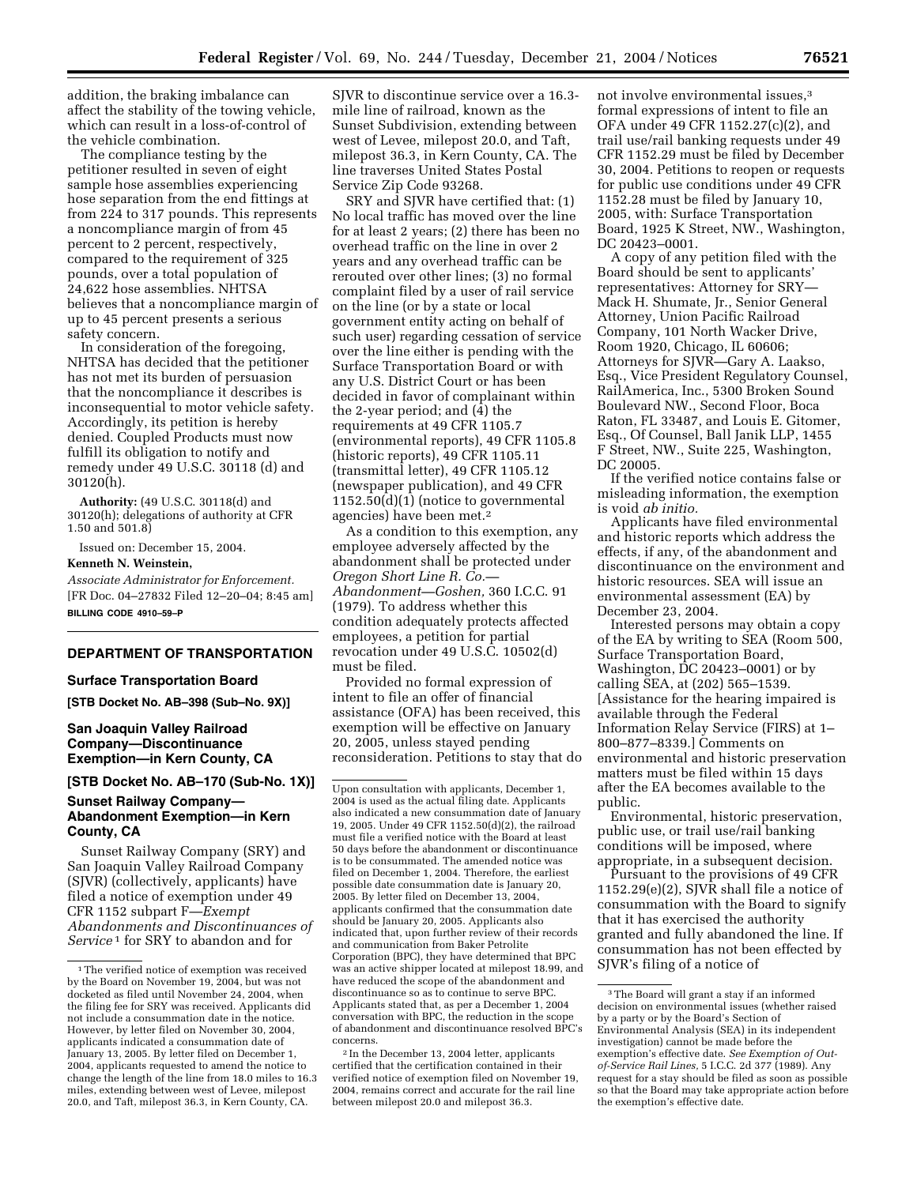addition, the braking imbalance can affect the stability of the towing vehicle, which can result in a loss-of-control of the vehicle combination.

The compliance testing by the petitioner resulted in seven of eight sample hose assemblies experiencing hose separation from the end fittings at from 224 to 317 pounds. This represents a noncompliance margin of from 45 percent to 2 percent, respectively, compared to the requirement of 325 pounds, over a total population of 24,622 hose assemblies. NHTSA believes that a noncompliance margin of up to 45 percent presents a serious safety concern.

In consideration of the foregoing, NHTSA has decided that the petitioner has not met its burden of persuasion that the noncompliance it describes is inconsequential to motor vehicle safety. Accordingly, its petition is hereby denied. Coupled Products must now fulfill its obligation to notify and remedy under 49 U.S.C. 30118 (d) and 30120(h).

**Authority:** (49 U.S.C. 30118(d) and 30120(h); delegations of authority at CFR 1.50 and 501.8)

Issued on: December 15, 2004.

**Kenneth N. Weinstein,**

*Associate Administrator for Enforcement.*

[FR Doc. 04–27832 Filed 12–20–04; 8:45 am]

**BILLING CODE 4910–59–P**

## DEPARTMENT OF TRANSPORTATION

### Surface Transportation Board

**[STB Docket No. AB–398 (Sub–No. 9X)]**

### San Joaquin Valley Railroad Company—Discontinuance Exemption—in Kern County, CA

**[STB Docket No. AB–170 (Sub-No. 1X)]**

### Sunset Railway Company—Abandonment Exemption—in Kern County, CA

Sunset Railway Company (SRY) and San Joaquin Valley Railroad Company (SJVR) (collectively, applicants) have filed a notice of exemption under 49 CFR 1152 subpart F—*Exempt Abandonments and Discontinuances of Service* [1] for SRY to abandon and for SJVR to discontinue service over a 16.3-mile line of railroad, known as the Sunset Subdivision, extending between west of Levee, milepost 20.0, and Taft, milepost 36.3, in Kern County, CA. The line traverses United States Postal Service Zip Code 93268.

SRY and SJVR have certified that: (1) No local traffic has moved over the line for at least 2 years; (2) there has been no overhead traffic on the line in over 2 years and any overhead traffic can be rerouted over other lines; (3) no formal complaint filed by a user of rail service on the line (or by a state or local government entity acting on behalf of such user) regarding cessation of service over the line either is pending with the Surface Transportation Board or with any U.S. District Court or has been decided in favor of complainant within the 2-year period; and (4) the requirements at 49 CFR 1105.7 (environmental reports), 49 CFR 1105.8 (historic reports), 49 CFR 1105.11 (transmittal letter), 49 CFR 1105.12 (newspaper publication), and 49 CFR 1152.50(d)(1) (notice to governmental agencies) have been met.[2]

As a condition to this exemption, any employee adversely affected by the abandonment shall be protected under *Oregon Short Line R. Co.—Abandonment—Goshen,* 360 I.C.C. 91 (1979). To address whether this condition adequately protects affected employees, a petition for partial revocation under 49 U.S.C. 10502(d) must be filed.

Provided no formal expression of intent to file an offer of financial assistance (OFA) has been received, this exemption will be effective on January 20, 2005, unless stayed pending reconsideration. Petitions to stay that do not involve environmental issues,[3] formal expressions of intent to file an OFA under 49 CFR 1152.27(c)(2), and trail use/rail banking requests under 49 CFR 1152.29 must be filed by December 30, 2004. Petitions to reopen or requests for public use conditions under 49 CFR 1152.28 must be filed by January 10, 2005, with: Surface Transportation Board, 1925 K Street, NW., Washington, DC 20423–0001.

A copy of any petition filed with the Board should be sent to applicants' representatives: Attorney for SRY—Mack H. Shumate, Jr., Senior General Attorney, Union Pacific Railroad Company, 101 North Wacker Drive, Room 1920, Chicago, IL 60606; Attorneys for SJVR—Gary A. Laakso, Esq., Vice President Regulatory Counsel, RailAmerica, Inc., 5300 Broken Sound Boulevard NW., Second Floor, Boca Raton, FL 33487, and Louis E. Gitomer, Esq., Of Counsel, Ball Janik LLP, 1455 F Street, NW., Suite 225, Washington, DC 20005.

If the verified notice contains false or misleading information, the exemption is void *ab initio.*

Applicants have filed environmental and historic reports which address the effects, if any, of the abandonment and discontinuance on the environment and historic resources. SEA will issue an environmental assessment (EA) by December 23, 2004.

Interested persons may obtain a copy of the EA by writing to SEA (Room 500, Surface Transportation Board, Washington, DC 20423–0001) or by calling SEA, at (202) 565–1539. [Assistance for the hearing impaired is available through the Federal Information Relay Service (FIRS) at 1–800–877–8339.] Comments on environmental and historic preservation matters must be filed within 15 days after the EA becomes available to the public.

Environmental, historic preservation, public use, or trail use/rail banking conditions will be imposed, where appropriate, in a subsequent decision.

Pursuant to the provisions of 49 CFR 1152.29(e)(2), SJVR shall file a notice of consummation with the Board to signify that it has exercised the authority granted and fully abandoned the line. If consummation has not been effected by SJVR's filing of a notice of

---

[1] The verified notice of exemption was received by the Board on November 19, 2004, but was not docketed as filed until November 24, 2004, when the filing fee for SRY was received. Applicants did not include a consummation date in the notice. However, by letter filed on November 30, 2004, applicants indicated a consummation date of January 13, 2005. By letter filed on December 1, 2004, applicants requested to amend the notice to change the length of the line from 18.0 miles to 16.3 miles, extending between west of Levee, milepost 20.0, and Taft, milepost 36.3, in Kern County, CA. Upon consultation with applicants, December 1, 2004 is used as the actual filing date. Applicants also indicated a new consummation date of January 19, 2005. Under 49 CFR 1152.50(d)(2), the railroad must file a verified notice with the Board at least 50 days before the abandonment or discontinuance is to be consummated. The amended notice was filed on December 1, 2004. Therefore, the earliest possible date consummation date is January 20, 2005. By letter filed on December 13, 2004, applicants confirmed that the consummation date should be January 20, 2005. Applicants also indicated that, upon further review of their records and communication from Baker Petrolite Corporation (BPC), they have determined that BPC was an active shipper located at milepost 18.99, and have reduced the scope of the abandonment and discontinuance so as to continue to serve BPC. Applicants stated that, as per a December 1, 2004 conversation with BPC, the reduction in the scope of abandonment and discontinuance resolved BPC's concerns.

[2] In the December 13, 2004 letter, applicants certified that the certification contained in their verified notice of exemption filed on November 19, 2004, remains correct and accurate for the rail line between milepost 20.0 and milepost 36.3.

[3] The Board will grant a stay if an informed decision on environmental issues (whether raised by a party or by the Board's Section of Environmental Analysis (SEA) in its independent investigation) cannot be made before the exemption's effective date. *See Exemption of Out-of-Service Rail Lines,* 5 I.C.C. 2d 377 (1989). Any request for a stay should be filed as soon as possible so that the Board may take appropriate action before the exemption's effective date.